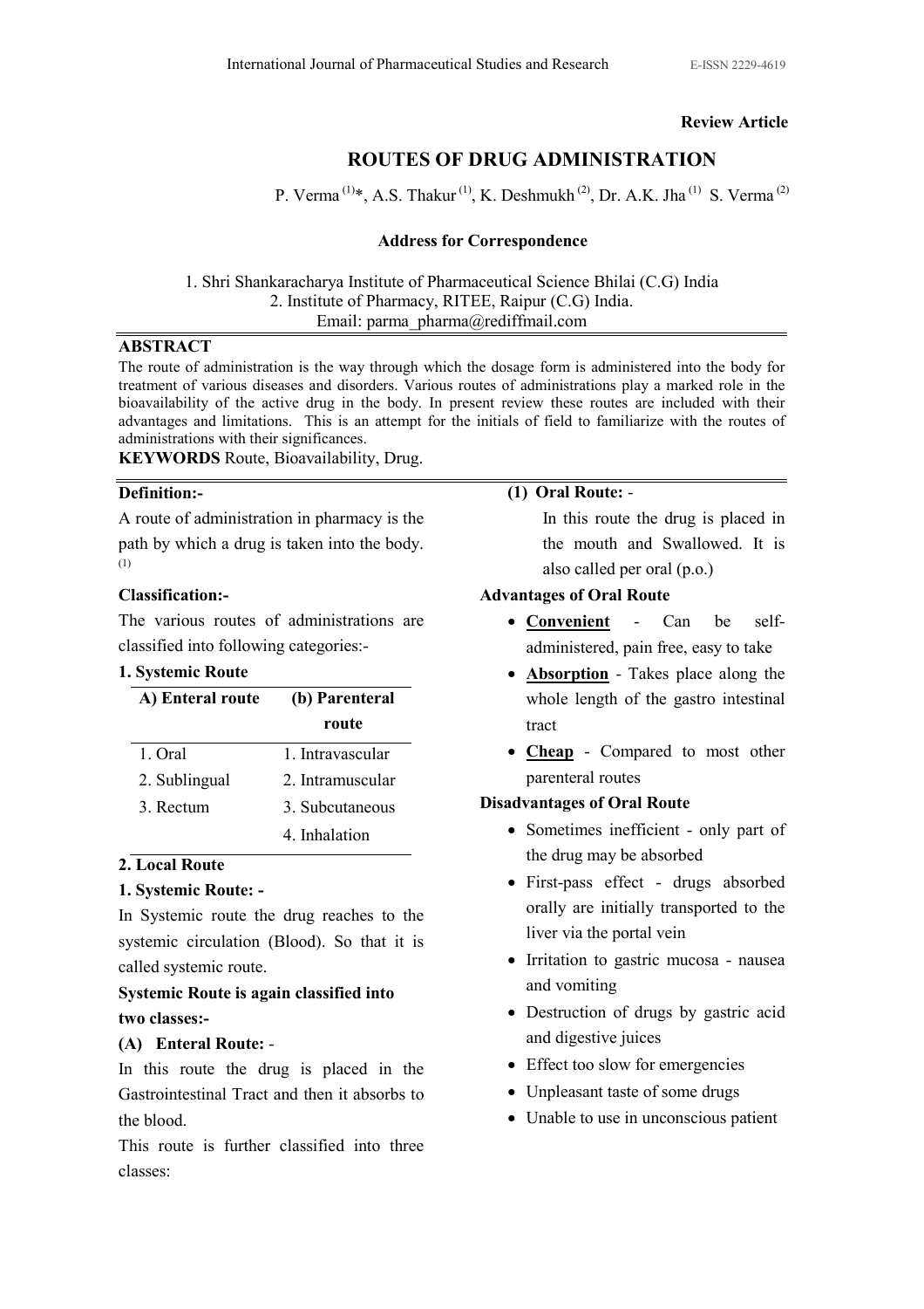**Review Article**

# ROUTES OF DRUG ADMINISTRATION

P. Verma [(1)]*, A.S. Thakur [(1)], K. Deshmukh [(2)], Dr. A.K. Jha [(1)] S. Verma [(2)]

**Address for Correspondence**

1. Shri Shankaracharya Institute of Pharmaceutical Science Bhilai (C.G) India
2. Institute of Pharmacy, RITEE, Raipur (C.G) India.

Email: parma_pharma@rediffmail.com

## ABSTRACT

The route of administration is the way through which the dosage form is administered into the body for treatment of various diseases and disorders. Various routes of administrations play a marked role in the bioavailability of the active drug in the body. In present review these routes are included with their advantages and limitations. This is an attempt for the initials of field to familiarize with the routes of administrations with their significances.

**KEYWORDS** Route, Bioavailability, Drug.

**Definition:-**

A route of administration in pharmacy is the path by which a drug is taken into the body. [(1)]

**Classification:-**

The various routes of administrations are classified into following categories:-

**1. Systemic Route**

| A) Enteral route | (b) Parenteral route |
|---|---|
| 1. Oral | 1. Intravascular |
| 2. Sublingual | 2. Intramuscular |
| 3. Rectum | 3. Subcutaneous |
| | 4. Inhalation |

**2. Local Route**

**1. Systemic Route: -**

In Systemic route the drug reaches to the systemic circulation (Blood). So that it is called systemic route.

**Systemic Route is again classified into two classes:-**

**(A) Enteral Route:** -

In this route the drug is placed in the Gastrointestinal Tract and then it absorbs to the blood.

This route is further classified into three classes:

**(1) Oral Route:** -

In this route the drug is placed in the mouth and Swallowed. It is also called per oral (p.o.)

**Advantages of Oral Route**

- **Convenient** - Can be self-administered, pain free, easy to take
- **Absorption** - Takes place along the whole length of the gastro intestinal tract
- **Cheap** - Compared to most other parenteral routes

**Disadvantages of Oral Route**

- Sometimes inefficient - only part of the drug may be absorbed
- First-pass effect - drugs absorbed orally are initially transported to the liver via the portal vein
- Irritation to gastric mucosa - nausea and vomiting
- Destruction of drugs by gastric acid and digestive juices
- Effect too slow for emergencies
- Unpleasant taste of some drugs
- Unable to use in unconscious patient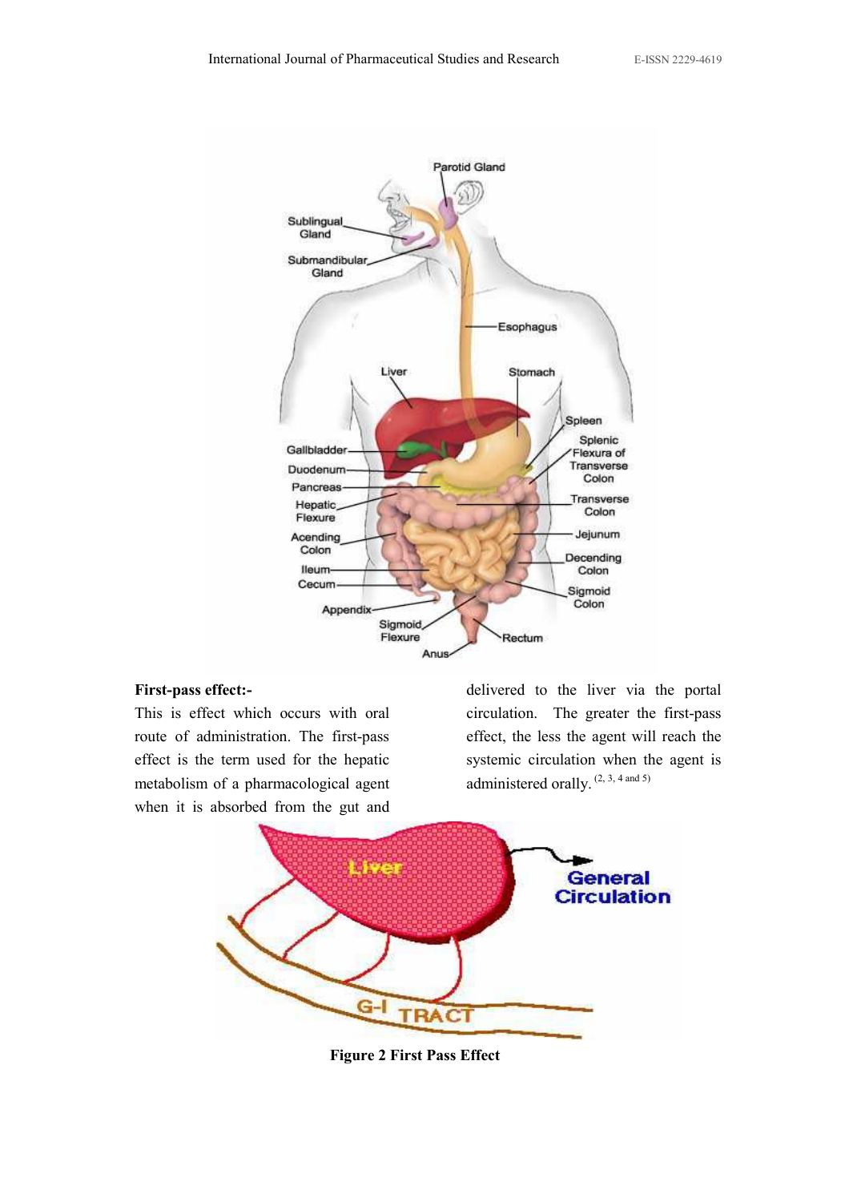**First-pass effect:-**

This is effect which occurs with oral route of administration. The first-pass effect is the term used for the hepatic metabolism of a pharmacological agent when it is absorbed from the gut and delivered to the liver via the portal circulation. The greater the first-pass effect, the less the agent will reach the systemic circulation when the agent is administered orally. [2, 3, 4 and 5]

**Figure 2 First Pass Effect**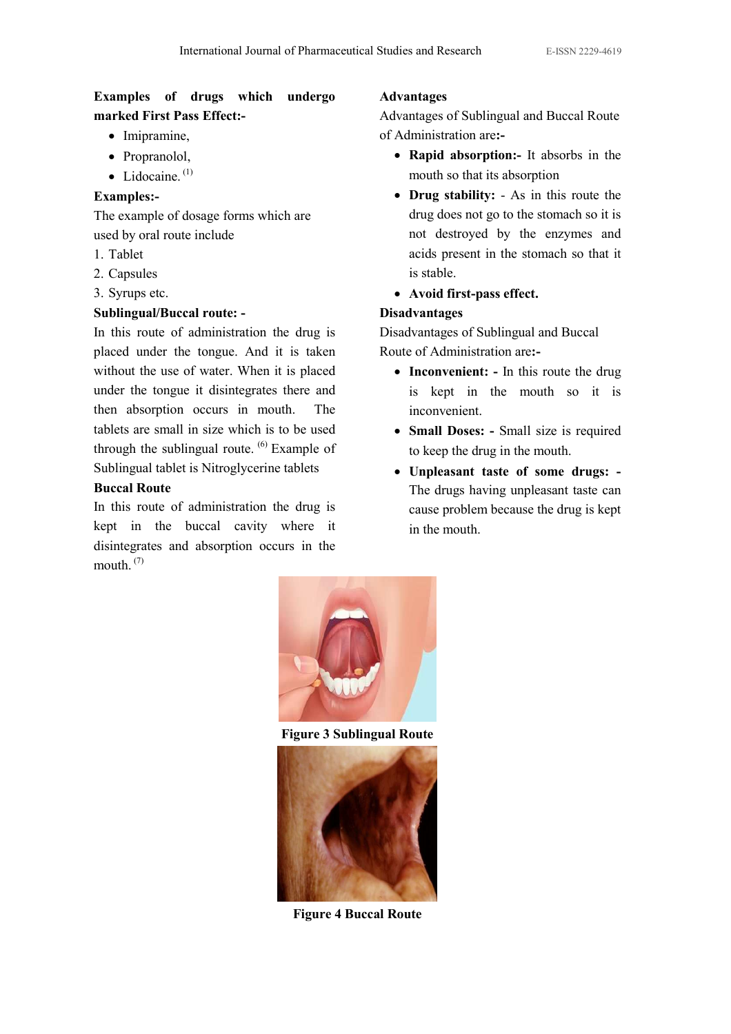**Examples of drugs which undergo marked First Pass Effect:-**

- Imipramine,
- Propranolol,
- Lidocaine. [1]

**Examples:-**

The example of dosage forms which are used by oral route include

1. Tablet
2. Capsules
3. Syrups etc.

**Sublingual/Buccal route: -**

In this route of administration the drug is placed under the tongue. And it is taken without the use of water. When it is placed under the tongue it disintegrates there and then absorption occurs in mouth. The tablets are small in size which is to be used through the sublingual route. [6] Example of Sublingual tablet is Nitroglycerine tablets

**Buccal Route**

In this route of administration the drug is kept in the buccal cavity where it disintegrates and absorption occurs in the mouth. [7]

**Advantages**

Advantages of Sublingual and Buccal Route of Administration are**:-**

- **Rapid absorption:-** It absorbs in the mouth so that its absorption
- **Drug stability:** - As in this route the drug does not go to the stomach so it is not destroyed by the enzymes and acids present in the stomach so that it is stable.
- **Avoid first-pass effect.**

**Disadvantages**

Disadvantages of Sublingual and Buccal Route of Administration are**:-**

- **Inconvenient: -** In this route the drug is kept in the mouth so it is inconvenient.
- **Small Doses: -** Small size is required to keep the drug in the mouth.
- **Unpleasant taste of some drugs: -** The drugs having unpleasant taste can cause problem because the drug is kept in the mouth.

**Figure 3 Sublingual Route**

**Figure 4 Buccal Route**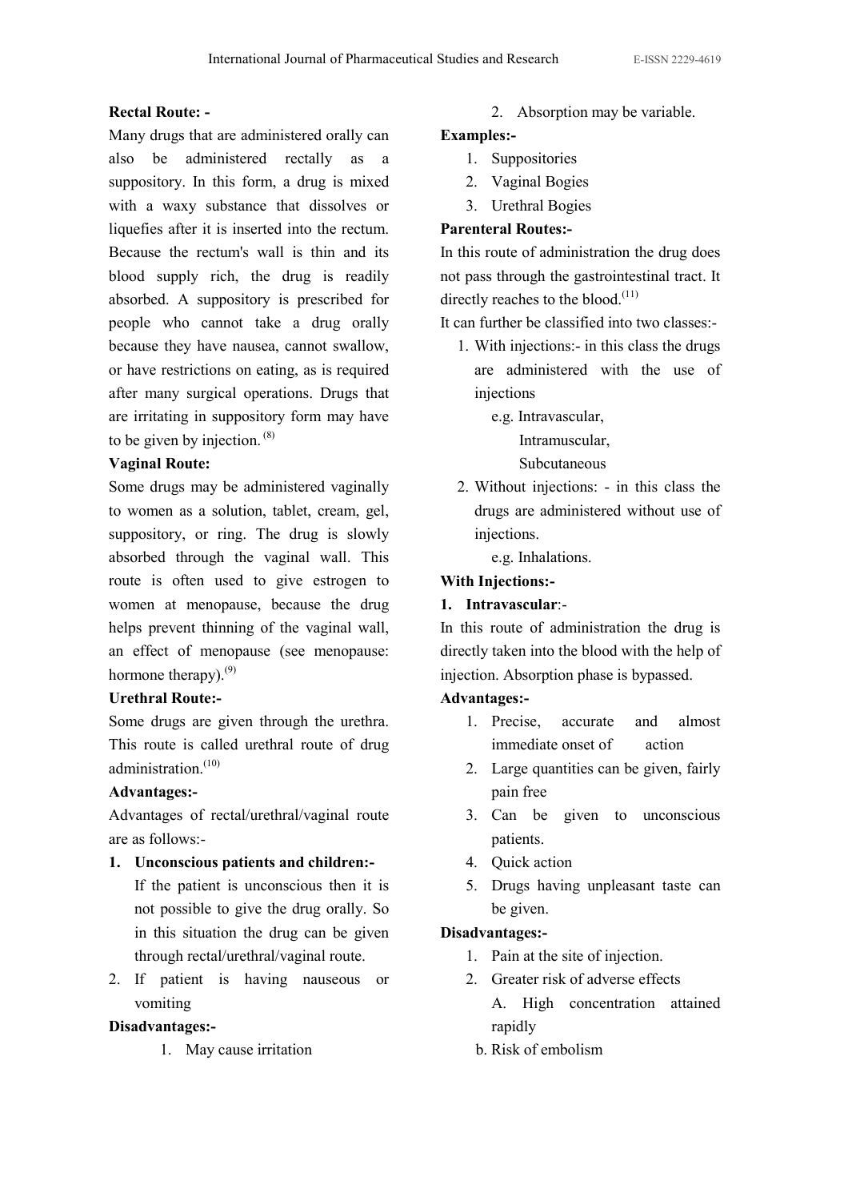**Rectal Route: -**

Many drugs that are administered orally can also be administered rectally as a suppository. In this form, a drug is mixed with a waxy substance that dissolves or liquefies after it is inserted into the rectum. Because the rectum's wall is thin and its blood supply rich, the drug is readily absorbed. A suppository is prescribed for people who cannot take a drug orally because they have nausea, cannot swallow, or have restrictions on eating, as is required after many surgical operations. Drugs that are irritating in suppository form may have to be given by injection. [8]

**Vaginal Route:**

Some drugs may be administered vaginally to women as a solution, tablet, cream, gel, suppository, or ring. The drug is slowly absorbed through the vaginal wall. This route is often used to give estrogen to women at menopause, because the drug helps prevent thinning of the vaginal wall, an effect of menopause (see menopause: hormone therapy).[9]

**Urethral Route:-**

Some drugs are given through the urethra. This route is called urethral route of drug administration.[10]

**Advantages:-**

Advantages of rectal/urethral/vaginal route are as follows:-

1. **Unconscious patients and children:-** If the patient is unconscious then it is not possible to give the drug orally. So in this situation the drug can be given through rectal/urethral/vaginal route.
2. If patient is having nauseous or vomiting

**Disadvantages:-**

1. May cause irritation
2. Absorption may be variable.

**Examples:-**

1. Suppositories
2. Vaginal Bogies
3. Urethral Bogies

**Parenteral Routes:-**

In this route of administration the drug does not pass through the gastrointestinal tract. It directly reaches to the blood.[11]

It can further be classified into two classes:-

1. With injections:- in this class the drugs are administered with the use of injections
   e.g. Intravascular,
   Intramuscular,
   Subcutaneous
2. Without injections: - in this class the drugs are administered without use of injections.
   e.g. Inhalations.

**With Injections:-**

**1. Intravascular**:-

In this route of administration the drug is directly taken into the blood with the help of injection. Absorption phase is bypassed.

**Advantages:-**

1. Precise, accurate and almost immediate onset of action
2. Large quantities can be given, fairly pain free
3. Can be given to unconscious patients.
4. Quick action
5. Drugs having unpleasant taste can be given.

**Disadvantages:-**

1. Pain at the site of injection.
2. Greater risk of adverse effects
   A. High concentration attained rapidly
   b. Risk of embolism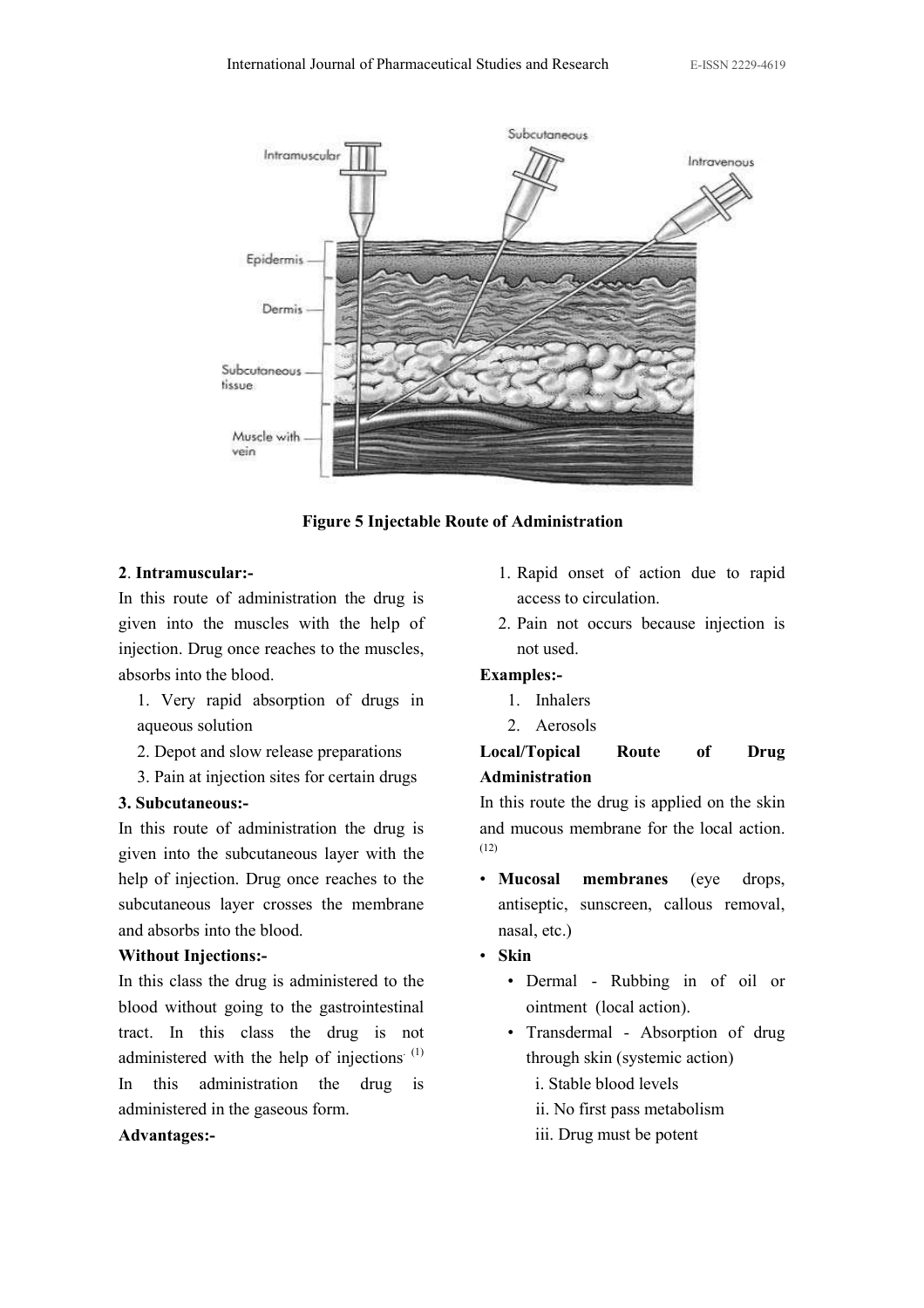**Figure 5 Injectable Route of Administration**

**2. Intramuscular:-**

In this route of administration the drug is given into the muscles with the help of injection. Drug once reaches to the muscles, absorbs into the blood.

1. Very rapid absorption of drugs in aqueous solution
2. Depot and slow release preparations
3. Pain at injection sites for certain drugs

**3. Subcutaneous:-**

In this route of administration the drug is given into the subcutaneous layer with the help of injection. Drug once reaches to the subcutaneous layer crosses the membrane and absorbs into the blood.

**Without Injections:-**

In this class the drug is administered to the blood without going to the gastrointestinal tract. In this class the drug is not administered with the help of injections.[1] In this administration the drug is administered in the gaseous form.

**Advantages:-**

1. Rapid onset of action due to rapid access to circulation.
2. Pain not occurs because injection is not used.

**Examples:-**

1. Inhalers
2. Aerosols

**Local/Topical Route of Drug Administration**

In this route the drug is applied on the skin and mucous membrane for the local action.[12]

- **Mucosal membranes** (eye drops, antiseptic, sunscreen, callous removal, nasal, etc.)
- **Skin**
  - Dermal - Rubbing in of oil or ointment (local action).
  - Transdermal - Absorption of drug through skin (systemic action)
    - i. Stable blood levels
    - ii. No first pass metabolism
    - iii. Drug must be potent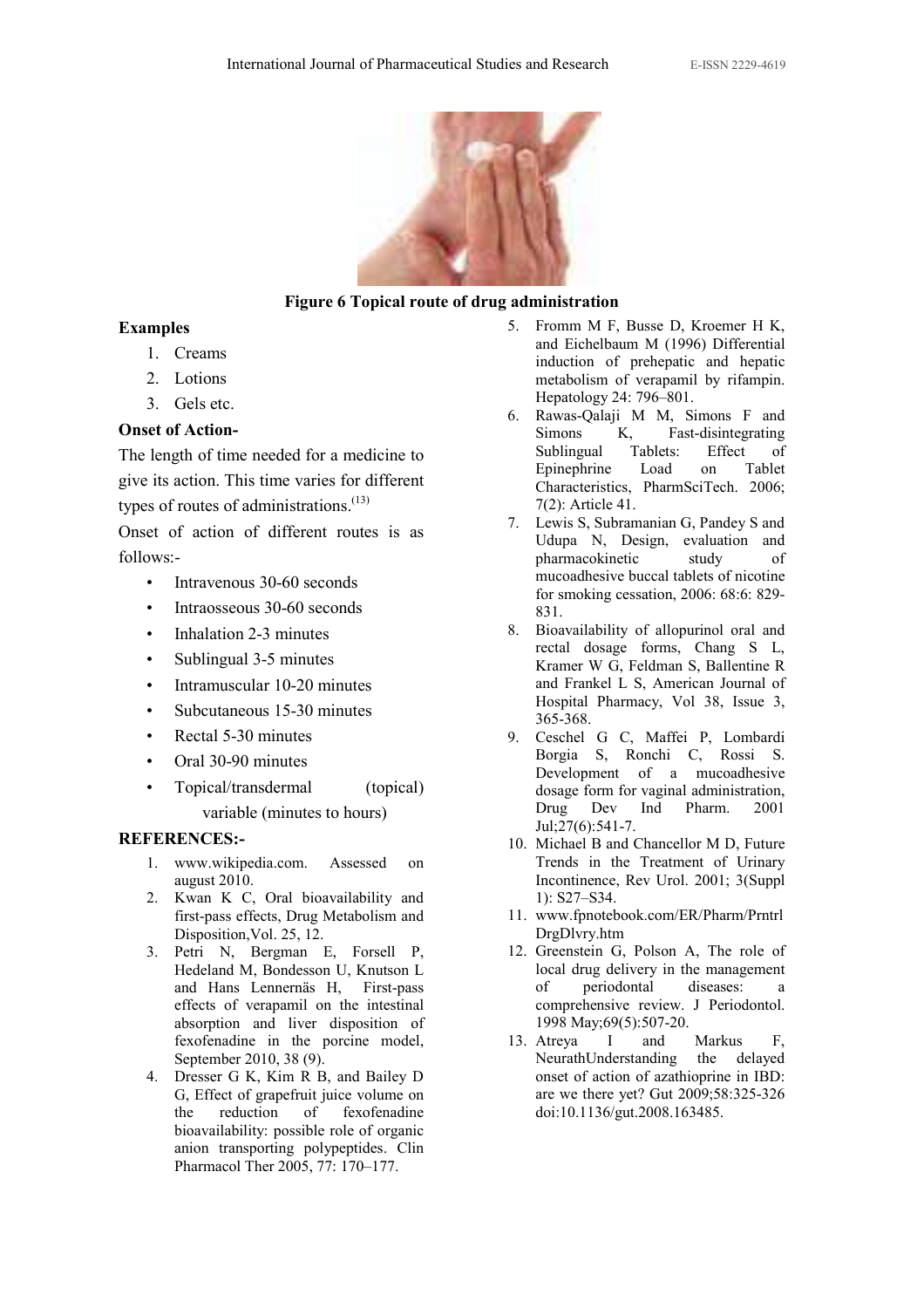Figure 6 Topical route of drug administration

**Examples**

1. Creams
2. Lotions
3. Gels etc.

**Onset of Action-**

The length of time needed for a medicine to give its action. This time varies for different types of routes of administrations.[13]

Onset of action of different routes is as follows:-

- Intravenous 30-60 seconds
- Intraosseous 30-60 seconds
- Inhalation 2-3 minutes
- Sublingual 3-5 minutes
- Intramuscular 10-20 minutes
- Subcutaneous 15-30 minutes
- Rectal 5-30 minutes
- Oral 30-90 minutes
- Topical/transdermal (topical) variable (minutes to hours)

## REFERENCES:-

1. www.wikipedia.com. Assessed on august 2010.
2. Kwan K C, Oral bioavailability and first-pass effects, Drug Metabolism and Disposition,Vol. 25, 12.
3. Petri N, Bergman E, Forsell P, Hedeland M, Bondesson U, Knutson L and Hans Lennernäs H, First-pass effects of verapamil on the intestinal absorption and liver disposition of fexofenadine in the porcine model, September 2010, 38 (9).
4. Dresser G K, Kim R B, and Bailey D G, Effect of grapefruit juice volume on the reduction of fexofenadine bioavailability: possible role of organic anion transporting polypeptides. Clin Pharmacol Ther 2005, 77: 170–177.
5. Fromm M F, Busse D, Kroemer H K, and Eichelbaum M (1996) Differential induction of prehepatic and hepatic metabolism of verapamil by rifampin. Hepatology 24: 796–801.
6. Rawas-Qalaji M M, Simons F and Simons K, Fast-disintegrating Sublingual Tablets: Effect of Epinephrine Load on Tablet Characteristics, PharmSciTech. 2006; 7(2): Article 41.
7. Lewis S, Subramanian G, Pandey S and Udupa N, Design, evaluation and pharmacokinetic study of mucoadhesive buccal tablets of nicotine for smoking cessation, 2006: 68:6: 829-831.
8. Bioavailability of allopurinol oral and rectal dosage forms, Chang S L, Kramer W G, Feldman S, Ballentine R and Frankel L S, American Journal of Hospital Pharmacy, Vol 38, Issue 3, 365-368.
9. Ceschel G C, Maffei P, Lombardi Borgia S, Ronchi C, Rossi S. Development of a mucoadhesive dosage form for vaginal administration, Drug Dev Ind Pharm. 2001 Jul;27(6):541-7.
10. Michael B and Chancellor M D, Future Trends in the Treatment of Urinary Incontinence, Rev Urol. 2001; 3(Suppl 1): S27–S34.
11. www.fpnotebook.com/ER/Pharm/PrntrlDrgDlvry.htm
12. Greenstein G, Polson A, The role of local drug delivery in the management of periodontal diseases: a comprehensive review. J Periodontol. 1998 May;69(5):507-20.
13. Atreya I and Markus F, NeurathUnderstanding the delayed onset of action of azathioprine in IBD: are we there yet? Gut 2009;58:325-326 doi:10.1136/gut.2008.163485.